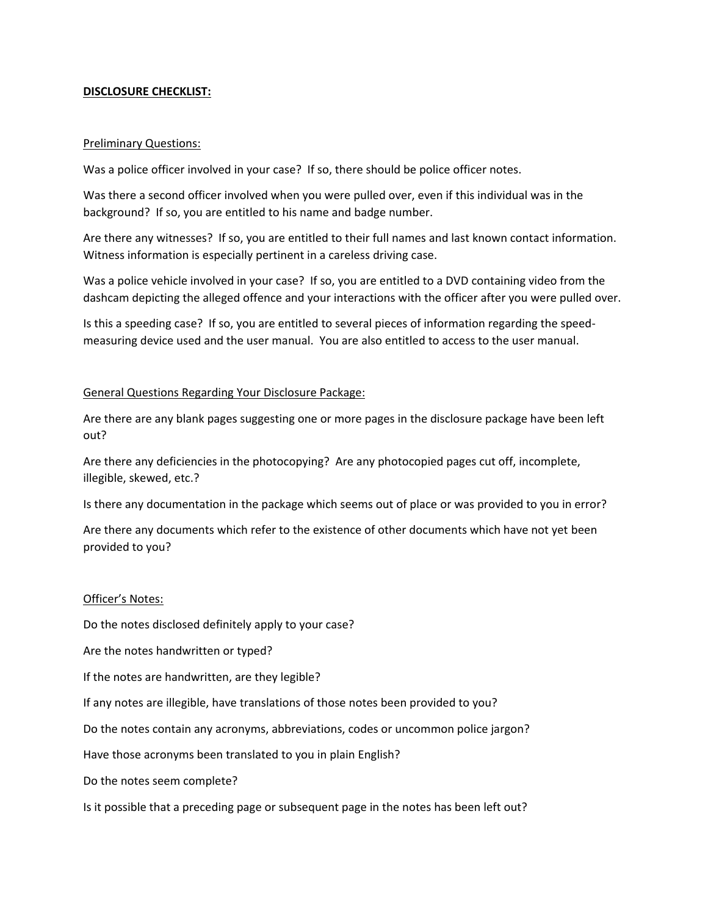**DISCLOSURE CHECKLIST:**

Preliminary Questions:

Was a police officer involved in your case? If so, there should be police officer notes.

Was there a second officer involved when you were pulled over, even if this individual was in the background? If so, you are entitled to his name and badge number.

Are there any witnesses? If so, you are entitled to their full names and last known contact information. Witness information is especially pertinent in a careless driving case.

Was a police vehicle involved in your case? If so, you are entitled to a DVD containing video from the dashcam depicting the alleged offence and your interactions with the officer after you were pulled over.

Is this a speeding case? If so, you are entitled to several pieces of information regarding the speed-measuring device used and the user manual. You are also entitled to access to the user manual.

General Questions Regarding Your Disclosure Package:

Are there are any blank pages suggesting one or more pages in the disclosure package have been left out?

Are there any deficiencies in the photocopying? Are any photocopied pages cut off, incomplete, illegible, skewed, etc.?

Is there any documentation in the package which seems out of place or was provided to you in error?

Are there any documents which refer to the existence of other documents which have not yet been provided to you?

Officer's Notes:

Do the notes disclosed definitely apply to your case?

Are the notes handwritten or typed?

If the notes are handwritten, are they legible?

If any notes are illegible, have translations of those notes been provided to you?

Do the notes contain any acronyms, abbreviations, codes or uncommon police jargon?

Have those acronyms been translated to you in plain English?

Do the notes seem complete?

Is it possible that a preceding page or subsequent page in the notes has been left out?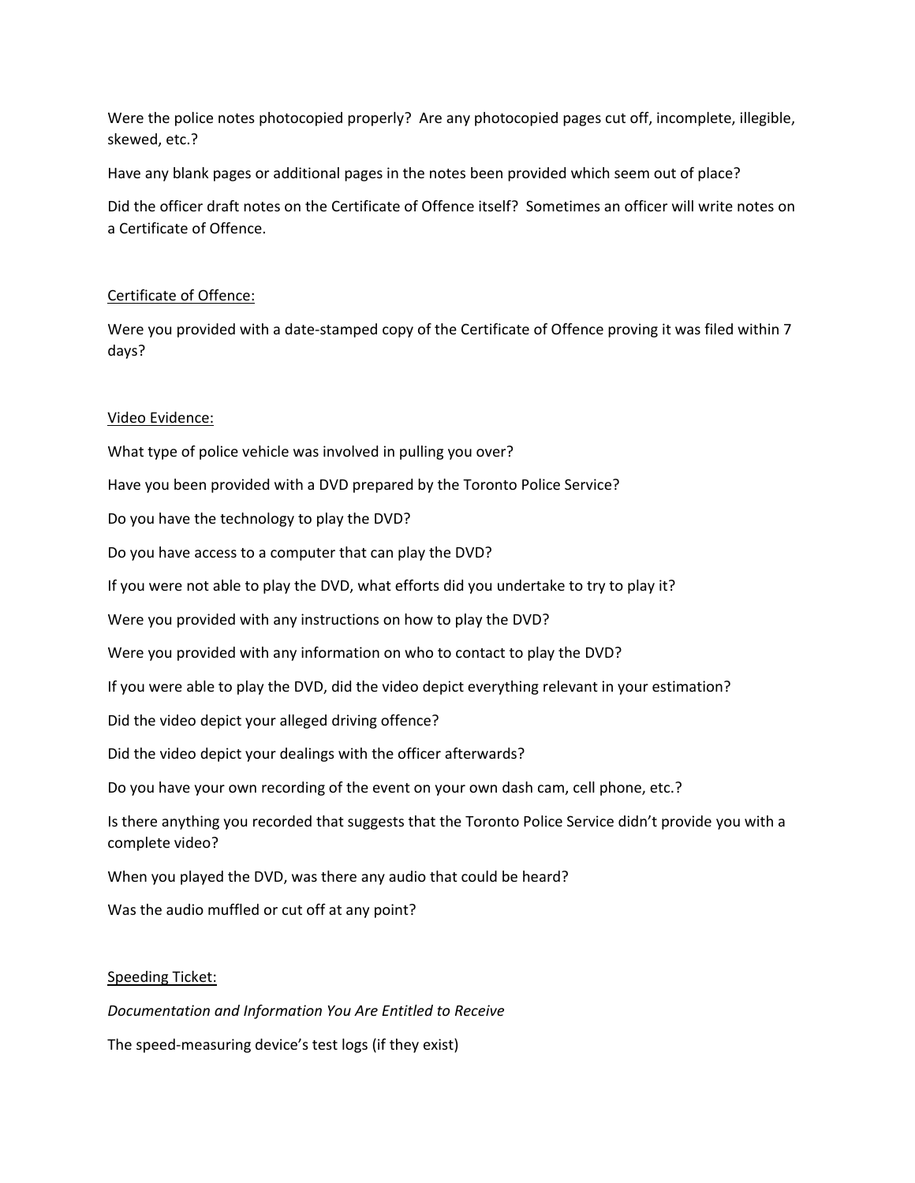Were the police notes photocopied properly? Are any photocopied pages cut off, incomplete, illegible, skewed, etc.?

Have any blank pages or additional pages in the notes been provided which seem out of place?

Did the officer draft notes on the Certificate of Offence itself? Sometimes an officer will write notes on a Certificate of Offence.

<u>Certificate of Offence:</u>

Were you provided with a date-stamped copy of the Certificate of Offence proving it was filed within 7 days?

<u>Video Evidence:</u>

What type of police vehicle was involved in pulling you over?

Have you been provided with a DVD prepared by the Toronto Police Service?

Do you have the technology to play the DVD?

Do you have access to a computer that can play the DVD?

If you were not able to play the DVD, what efforts did you undertake to try to play it?

Were you provided with any instructions on how to play the DVD?

Were you provided with any information on who to contact to play the DVD?

If you were able to play the DVD, did the video depict everything relevant in your estimation?

Did the video depict your alleged driving offence?

Did the video depict your dealings with the officer afterwards?

Do you have your own recording of the event on your own dash cam, cell phone, etc.?

Is there anything you recorded that suggests that the Toronto Police Service didn't provide you with a complete video?

When you played the DVD, was there any audio that could be heard?

Was the audio muffled or cut off at any point?

<u>Speeding Ticket:</u>

*Documentation and Information You Are Entitled to Receive*

The speed-measuring device's test logs (if they exist)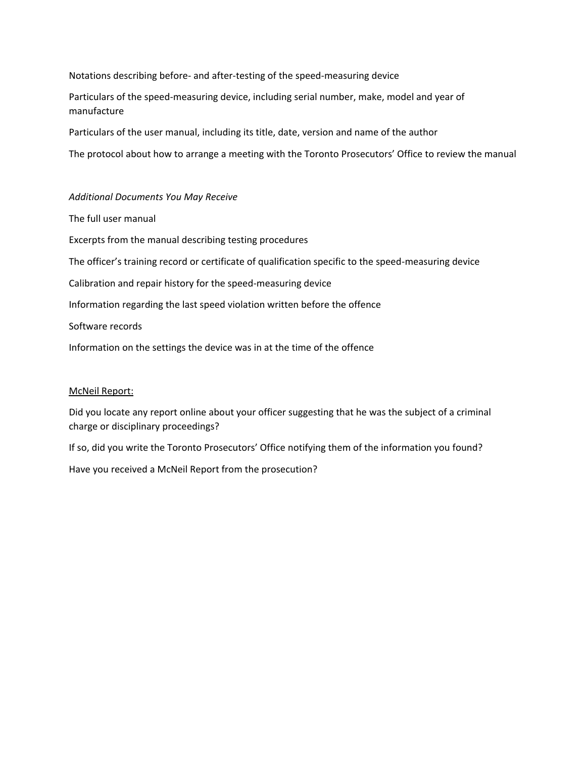Notations describing before- and after-testing of the speed-measuring device

Particulars of the speed-measuring device, including serial number, make, model and year of manufacture

Particulars of the user manual, including its title, date, version and name of the author

The protocol about how to arrange a meeting with the Toronto Prosecutors' Office to review the manual

*Additional Documents You May Receive*

The full user manual

Excerpts from the manual describing testing procedures

The officer's training record or certificate of qualification specific to the speed-measuring device

Calibration and repair history for the speed-measuring device

Information regarding the last speed violation written before the offence

Software records

Information on the settings the device was in at the time of the offence

<u>McNeil Report:</u>

Did you locate any report online about your officer suggesting that he was the subject of a criminal charge or disciplinary proceedings?

If so, did you write the Toronto Prosecutors' Office notifying them of the information you found?

Have you received a McNeil Report from the prosecution?